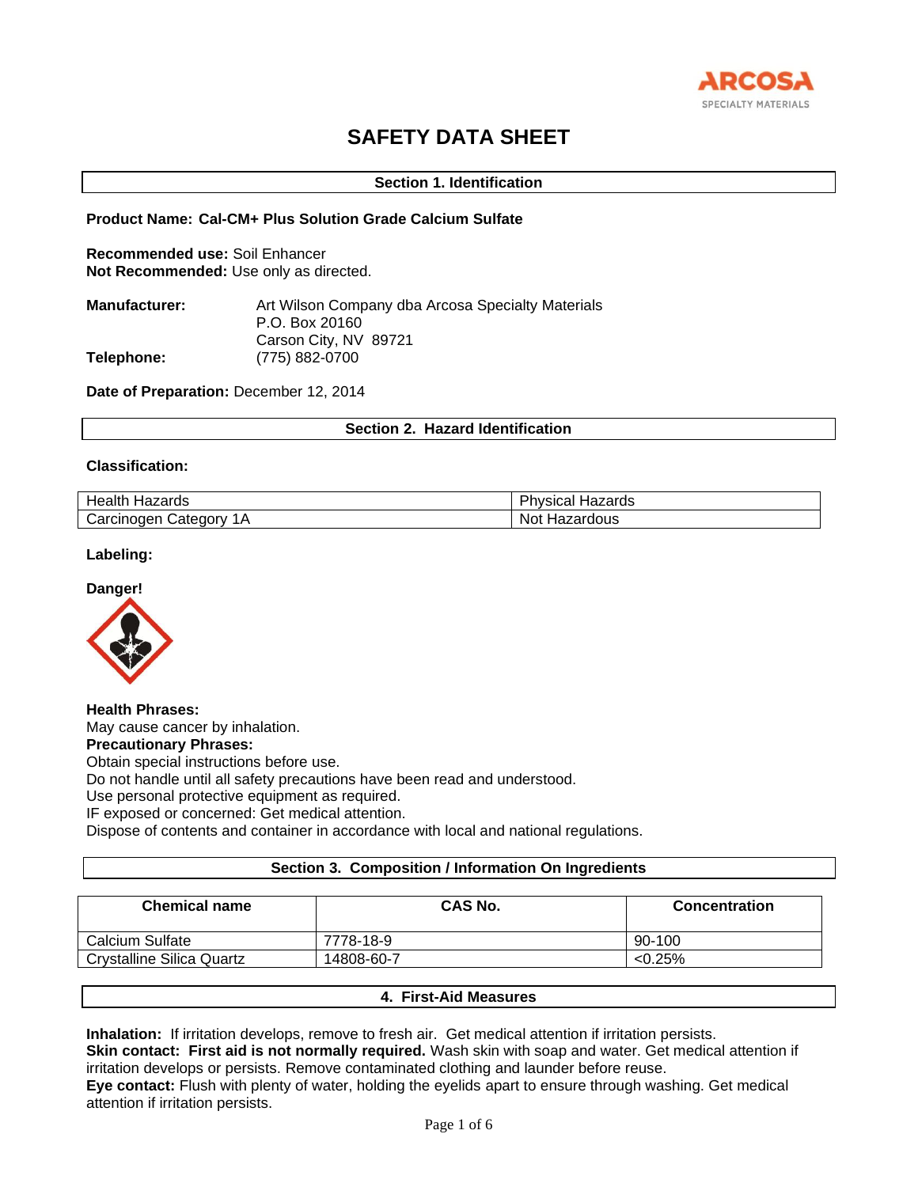# SAFETY DATA SHEET

## Section 1. Identification

**Product Name: Cal-CM+ Plus Solution Grade Calcium Sulfate**

**Recommended use:** Soil Enhancer
**Not Recommended:** Use only as directed.

**Manufacturer:** Art Wilson Company dba Arcosa Specialty Materials
P.O. Box 20160
Carson City, NV 89721
**Telephone:** (775) 882-0700

**Date of Preparation:** December 12, 2014

## Section 2. Hazard Identification

**Classification:**

| Health Hazards | Physical Hazards |
|---|---|
| Carcinogen Category 1A | Not Hazardous |

**Labeling:**

**Danger!**

**Health Phrases:**
May cause cancer by inhalation.
**Precautionary Phrases:**
Obtain special instructions before use.
Do not handle until all safety precautions have been read and understood.
Use personal protective equipment as required.
IF exposed or concerned: Get medical attention.
Dispose of contents and container in accordance with local and national regulations.

## Section 3. Composition / Information On Ingredients

| Chemical name | CAS No. | Concentration |
|---|---|---|
| Calcium Sulfate | 7778-18-9 | 90-100 |
| Crystalline Silica Quartz | 14808-60-7 | <0.25% |

## 4. First-Aid Measures

**Inhalation:** If irritation develops, remove to fresh air. Get medical attention if irritation persists.
**Skin contact: First aid is not normally required.** Wash skin with soap and water. Get medical attention if irritation develops or persists. Remove contaminated clothing and launder before reuse.
**Eye contact:** Flush with plenty of water, holding the eyelids apart to ensure through washing. Get medical attention if irritation persists.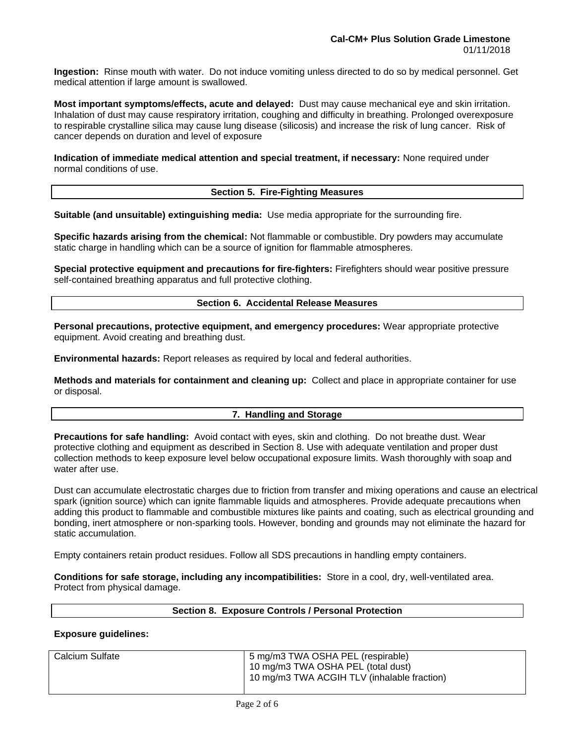**Ingestion:** Rinse mouth with water. Do not induce vomiting unless directed to do so by medical personnel. Get medical attention if large amount is swallowed.

**Most important symptoms/effects, acute and delayed:** Dust may cause mechanical eye and skin irritation. Inhalation of dust may cause respiratory irritation, coughing and difficulty in breathing. Prolonged overexposure to respirable crystalline silica may cause lung disease (silicosis) and increase the risk of lung cancer. Risk of cancer depends on duration and level of exposure

**Indication of immediate medical attention and special treatment, if necessary:** None required under normal conditions of use.

## Section 5. Fire-Fighting Measures

**Suitable (and unsuitable) extinguishing media:** Use media appropriate for the surrounding fire.

**Specific hazards arising from the chemical:** Not flammable or combustible. Dry powders may accumulate static charge in handling which can be a source of ignition for flammable atmospheres.

**Special protective equipment and precautions for fire-fighters:** Firefighters should wear positive pressure self-contained breathing apparatus and full protective clothing.

## Section 6. Accidental Release Measures

**Personal precautions, protective equipment, and emergency procedures:** Wear appropriate protective equipment. Avoid creating and breathing dust.

**Environmental hazards:** Report releases as required by local and federal authorities.

**Methods and materials for containment and cleaning up:** Collect and place in appropriate container for use or disposal.

## 7. Handling and Storage

**Precautions for safe handling:** Avoid contact with eyes, skin and clothing. Do not breathe dust. Wear protective clothing and equipment as described in Section 8. Use with adequate ventilation and proper dust collection methods to keep exposure level below occupational exposure limits. Wash thoroughly with soap and water after use.

Dust can accumulate electrostatic charges due to friction from transfer and mixing operations and cause an electrical spark (ignition source) which can ignite flammable liquids and atmospheres. Provide adequate precautions when adding this product to flammable and combustible mixtures like paints and coating, such as electrical grounding and bonding, inert atmosphere or non-sparking tools. However, bonding and grounds may not eliminate the hazard for static accumulation.

Empty containers retain product residues. Follow all SDS precautions in handling empty containers.

**Conditions for safe storage, including any incompatibilities:** Store in a cool, dry, well-ventilated area. Protect from physical damage.

## Section 8. Exposure Controls / Personal Protection

**Exposure guidelines:**

| | |
|---|---|
| Calcium Sulfate | 5 mg/m3 TWA OSHA PEL (respirable)<br>10 mg/m3 TWA OSHA PEL (total dust)<br>10 mg/m3 TWA ACGIH TLV (inhalable fraction) |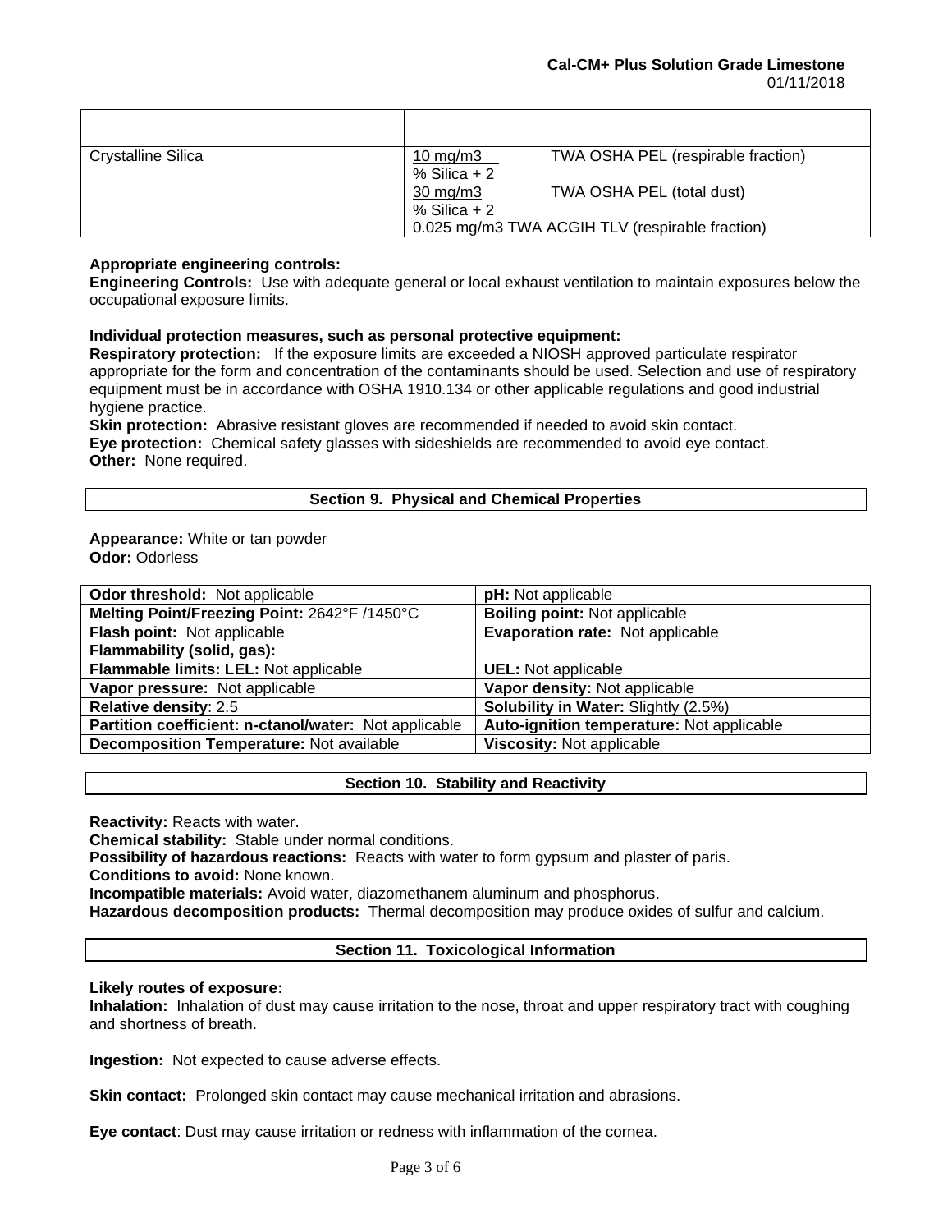| | |
|---|---|
| Crystalline Silica | 10 mg/m3 / % Silica + 2 — TWA OSHA PEL (respirable fraction)<br>30 mg/m3 / % Silica + 2 — TWA OSHA PEL (total dust)<br>0.025 mg/m3 TWA ACGIH TLV (respirable fraction) |

**Appropriate engineering controls:**
**Engineering Controls:** Use with adequate general or local exhaust ventilation to maintain exposures below the occupational exposure limits.

**Individual protection measures, such as personal protective equipment:**
**Respiratory protection:** If the exposure limits are exceeded a NIOSH approved particulate respirator appropriate for the form and concentration of the contaminants should be used. Selection and use of respiratory equipment must be in accordance with OSHA 1910.134 or other applicable regulations and good industrial hygiene practice.
**Skin protection:** Abrasive resistant gloves are recommended if needed to avoid skin contact.
**Eye protection:** Chemical safety glasses with sideshields are recommended to avoid eye contact.
**Other:** None required.

## Section 9. Physical and Chemical Properties

**Appearance:** White or tan powder
**Odor:** Odorless

| | |
|---|---|
| **Odor threshold:** Not applicable | **pH:** Not applicable |
| **Melting Point/Freezing Point:** 2642°F /1450°C | **Boiling point:** Not applicable |
| **Flash point:** Not applicable | **Evaporation rate:** Not applicable |
| **Flammability (solid, gas):** | |
| **Flammable limits: LEL:** Not applicable | **UEL:** Not applicable |
| **Vapor pressure:** Not applicable | **Vapor density:** Not applicable |
| **Relative density**: 2.5 | **Solubility in Water:** Slightly (2.5%) |
| **Partition coefficient: n-ctanol/water:** Not applicable | **Auto-ignition temperature:** Not applicable |
| **Decomposition Temperature:** Not available | **Viscosity:** Not applicable |

## Section 10. Stability and Reactivity

**Reactivity:** Reacts with water.
**Chemical stability:** Stable under normal conditions.
**Possibility of hazardous reactions:** Reacts with water to form gypsum and plaster of paris.
**Conditions to avoid:** None known.
**Incompatible materials:** Avoid water, diazomethanem aluminum and phosphorus.
**Hazardous decomposition products:** Thermal decomposition may produce oxides of sulfur and calcium.

## Section 11. Toxicological Information

**Likely routes of exposure:**
**Inhalation:** Inhalation of dust may cause irritation to the nose, throat and upper respiratory tract with coughing and shortness of breath.

**Ingestion:** Not expected to cause adverse effects.

**Skin contact:** Prolonged skin contact may cause mechanical irritation and abrasions.

**Eye contact**: Dust may cause irritation or redness with inflammation of the cornea.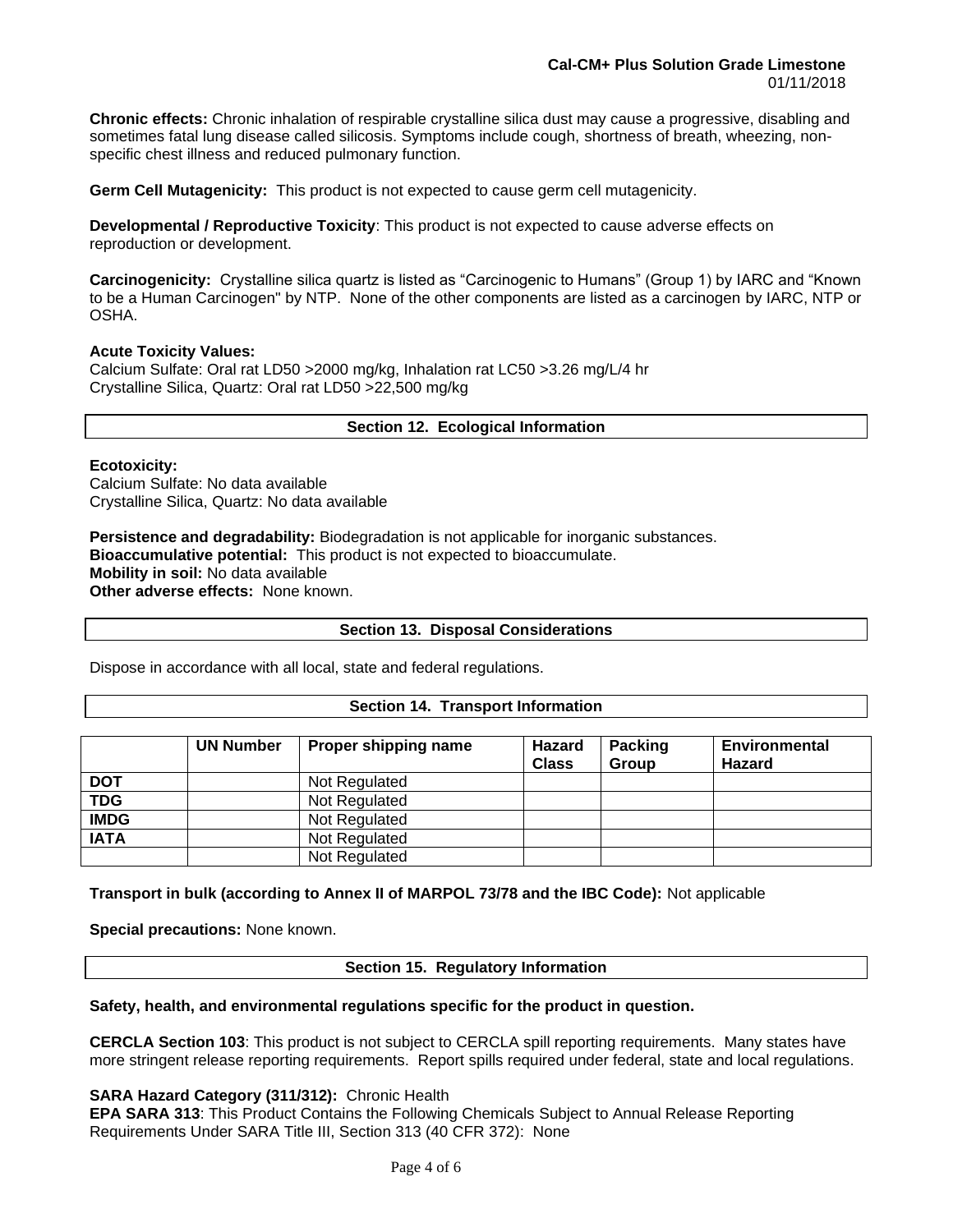**Chronic effects:** Chronic inhalation of respirable crystalline silica dust may cause a progressive, disabling and sometimes fatal lung disease called silicosis. Symptoms include cough, shortness of breath, wheezing, non-specific chest illness and reduced pulmonary function.

**Germ Cell Mutagenicity:** This product is not expected to cause germ cell mutagenicity.

**Developmental / Reproductive Toxicity**: This product is not expected to cause adverse effects on reproduction or development.

**Carcinogenicity:** Crystalline silica quartz is listed as "Carcinogenic to Humans" (Group 1) by IARC and "Known to be a Human Carcinogen" by NTP. None of the other components are listed as a carcinogen by IARC, NTP or OSHA.

**Acute Toxicity Values:**
Calcium Sulfate: Oral rat LD50 >2000 mg/kg, Inhalation rat LC50 >3.26 mg/L/4 hr
Crystalline Silica, Quartz: Oral rat LD50 >22,500 mg/kg

## Section 12. Ecological Information

**Ecotoxicity:**
Calcium Sulfate: No data available
Crystalline Silica, Quartz: No data available

**Persistence and degradability:** Biodegradation is not applicable for inorganic substances.
**Bioaccumulative potential:** This product is not expected to bioaccumulate.
**Mobility in soil:** No data available
**Other adverse effects:** None known.

## Section 13. Disposal Considerations

Dispose in accordance with all local, state and federal regulations.

## Section 14. Transport Information

| | UN Number | Proper shipping name | Hazard Class | Packing Group | Environmental Hazard |
|---|---|---|---|---|---|
| **DOT** | | Not Regulated | | | |
| **TDG** | | Not Regulated | | | |
| **IMDG** | | Not Regulated | | | |
| **IATA** | | Not Regulated | | | |
| | | Not Regulated | | | |

**Transport in bulk (according to Annex II of MARPOL 73/78 and the IBC Code):** Not applicable

**Special precautions:** None known.

## Section 15. Regulatory Information

**Safety, health, and environmental regulations specific for the product in question.**

**CERCLA Section 103**: This product is not subject to CERCLA spill reporting requirements. Many states have more stringent release reporting requirements. Report spills required under federal, state and local regulations.

**SARA Hazard Category (311/312):** Chronic Health
**EPA SARA 313**: This Product Contains the Following Chemicals Subject to Annual Release Reporting Requirements Under SARA Title III, Section 313 (40 CFR 372): None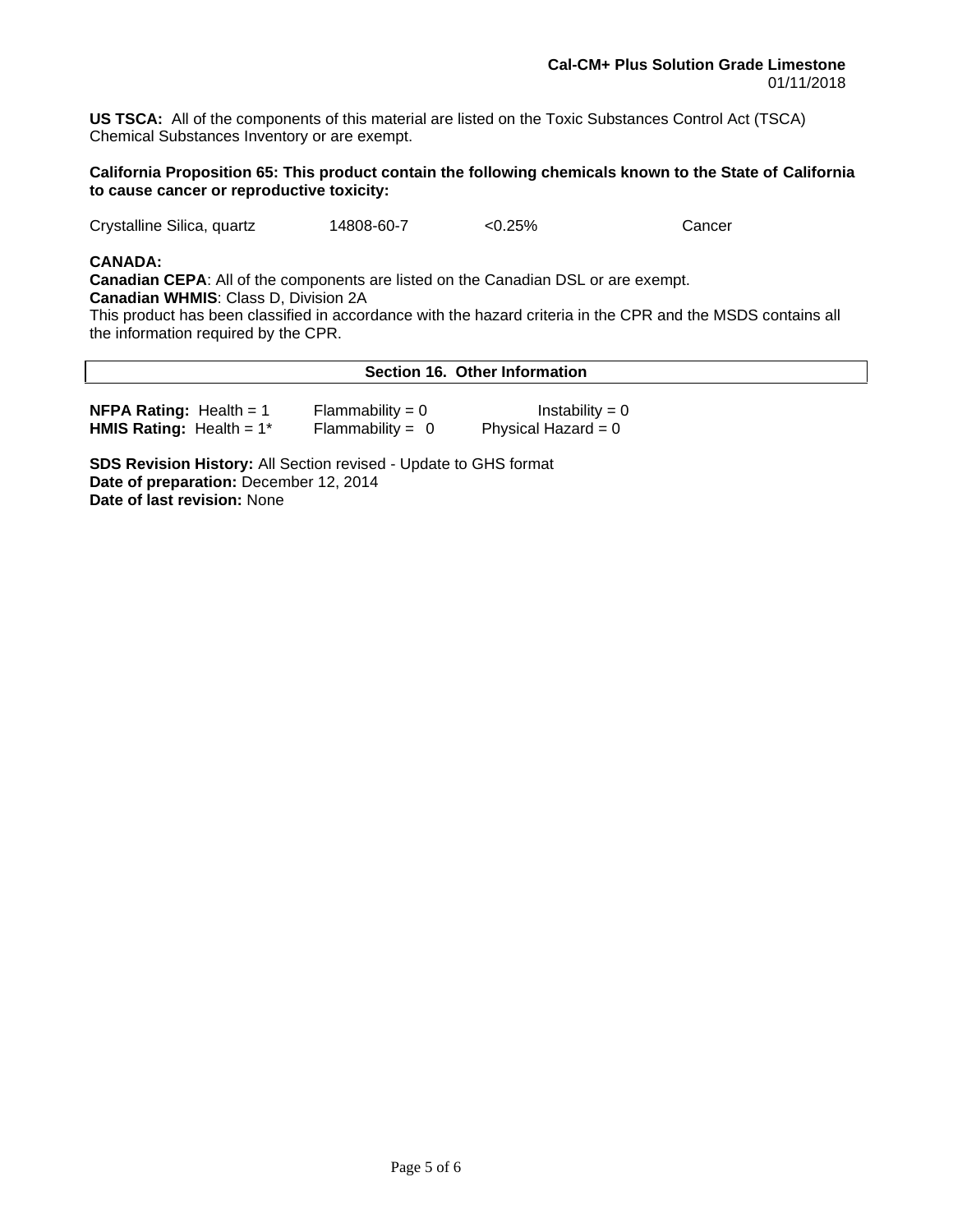**US TSCA:** All of the components of this material are listed on the Toxic Substances Control Act (TSCA) Chemical Substances Inventory or are exempt.

**California Proposition 65: This product contain the following chemicals known to the State of California to cause cancer or reproductive toxicity:**

| | | | |
|---|---|---|---|
| Crystalline Silica, quartz | 14808-60-7 | <0.25% | Cancer |

**CANADA:**

**Canadian CEPA**: All of the components are listed on the Canadian DSL or are exempt.

**Canadian WHMIS**: Class D, Division 2A

This product has been classified in accordance with the hazard criteria in the CPR and the MSDS contains all the information required by the CPR.

## Section 16. Other Information

| | | | |
|---|---|---|---|
| **NFPA Rating:** | Health = 1 | Flammability = 0 | Instability = 0 |
| **HMIS Rating:** | Health = 1* | Flammability = 0 | Physical Hazard = 0 |

**SDS Revision History:** All Section revised - Update to GHS format

**Date of preparation:** December 12, 2014

**Date of last revision:** None